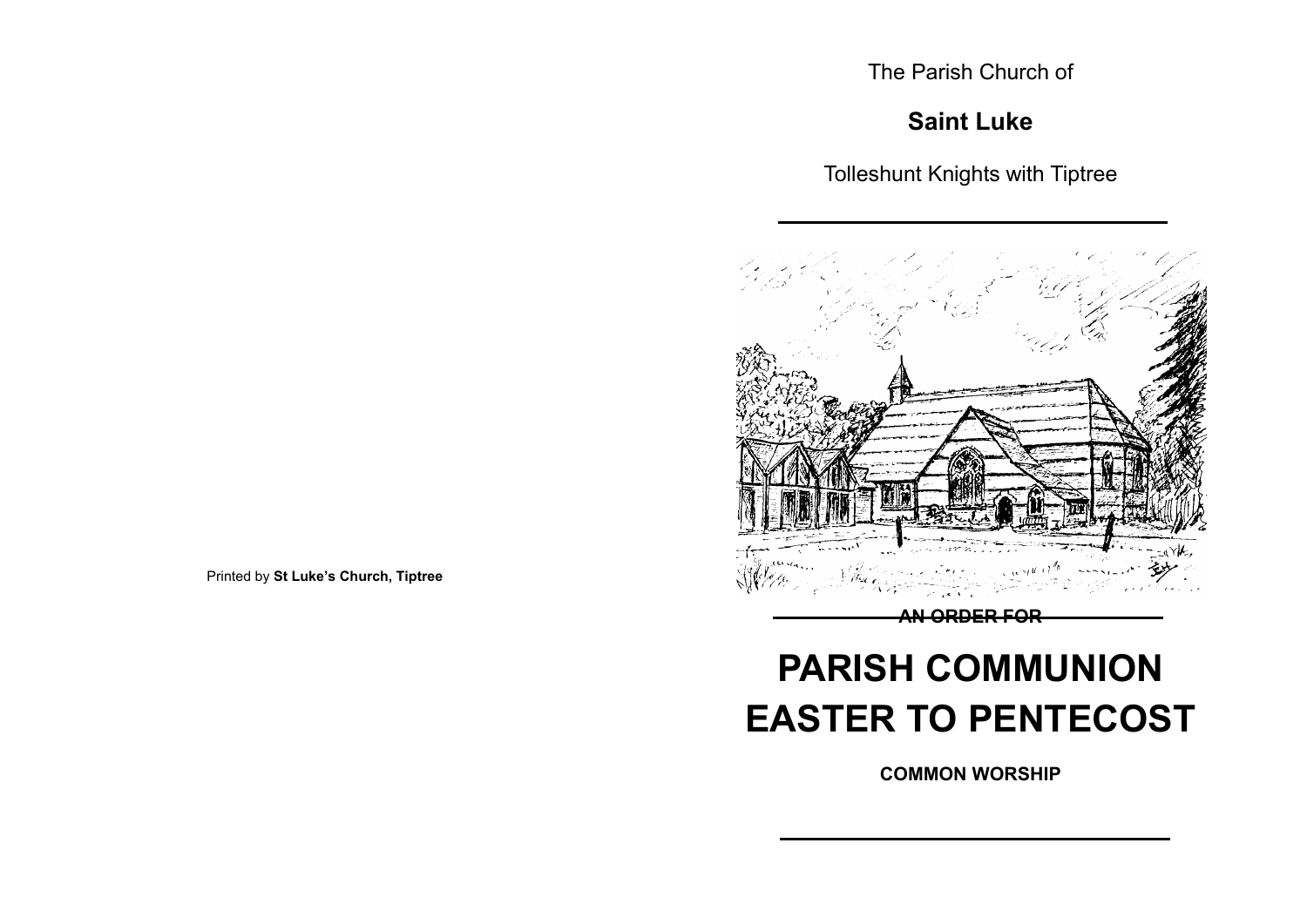Printed by **St Luke's Church, Tiptree**

The Parish Church of

## Saint Luke

Tolleshunt Knights with Tiptree

**AN ORDER FOR**

# PARISH COMMUNION EASTER TO PENTECOST

**COMMON WORSHIP**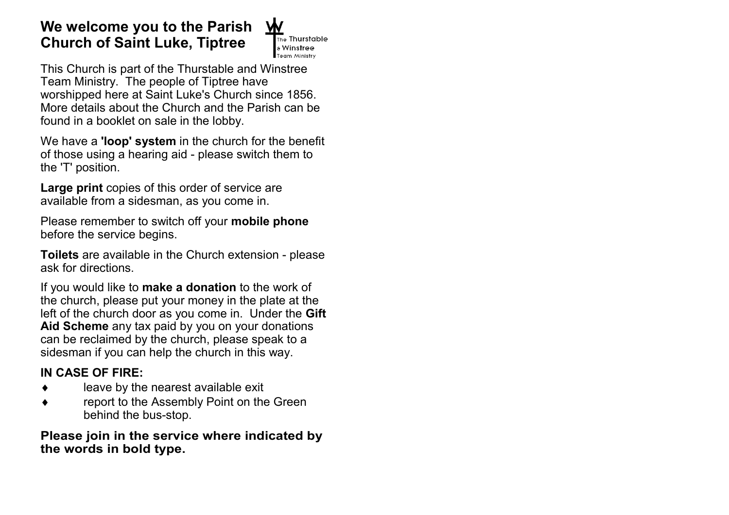# We welcome you to the Parish Church of Saint Luke, Tiptree

The Thurstable & Winstree Team Ministry

This Church is part of the Thurstable and Winstree Team Ministry. The people of Tiptree have worshipped here at Saint Luke's Church since 1856. More details about the Church and the Parish can be found in a booklet on sale in the lobby.

We have a **'loop' system** in the church for the benefit of those using a hearing aid - please switch them to the 'T' position.

**Large print** copies of this order of service are available from a sidesman, as you come in.

Please remember to switch off your **mobile phone** before the service begins.

**Toilets** are available in the Church extension - please ask for directions.

If you would like to **make a donation** to the work of the church, please put your money in the plate at the left of the church door as you come in. Under the **Gift Aid Scheme** any tax paid by you on your donations can be reclaimed by the church, please speak to a sidesman if you can help the church in this way.

**IN CASE OF FIRE:**

- leave by the nearest available exit
- report to the Assembly Point on the Green behind the bus-stop.

**Please join in the service where indicated by the words in bold type.**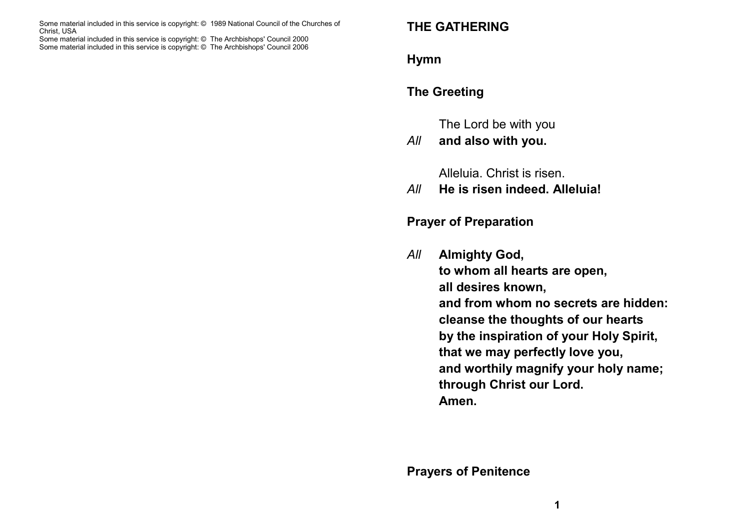Some material included in this service is copyright: © 1989 National Council of the Churches of Christ, USA
Some material included in this service is copyright: © The Archbishops' Council 2000
Some material included in this service is copyright: © The Archbishops' Council 2006

## THE GATHERING

### Hymn

### The Greeting

The Lord be with you
*All* **and also with you.**

Alleluia. Christ is risen.
*All* **He is risen indeed. Alleluia!**

### Prayer of Preparation

*All* **Almighty God,**
**to whom all hearts are open,**
**all desires known,**
**and from whom no secrets are hidden:**
**cleanse the thoughts of our hearts**
**by the inspiration of your Holy Spirit,**
**that we may perfectly love you,**
**and worthily magnify your holy name;**
**through Christ our Lord.**
**Amen.**

### Prayers of Penitence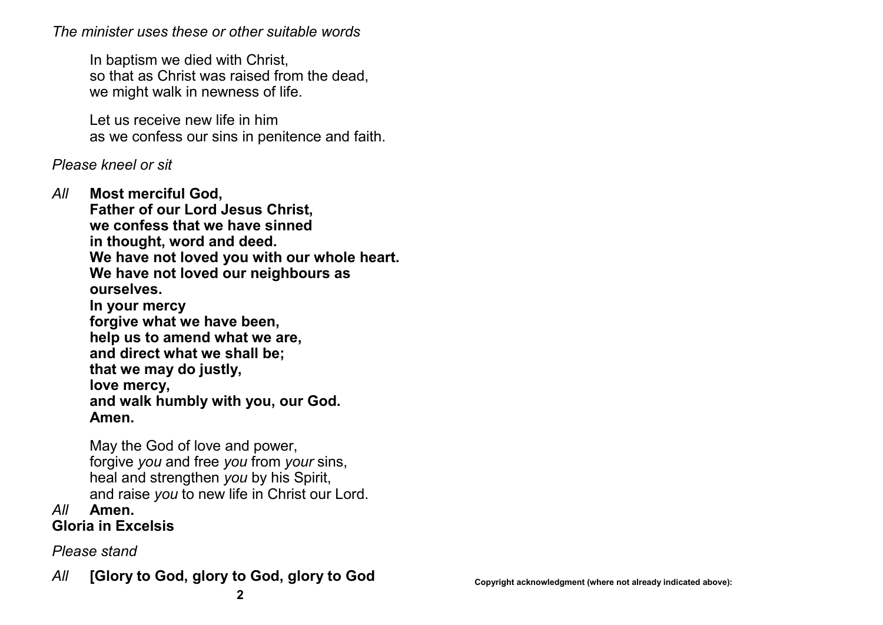*The minister uses these or other suitable words*

In baptism we died with Christ,
so that as Christ was raised from the dead,
we might walk in newness of life.

Let us receive new life in him
as we confess our sins in penitence and faith.

*Please kneel or sit*

*All* **Most merciful God,**
**Father of our Lord Jesus Christ,**
**we confess that we have sinned**
**in thought, word and deed.**
**We have not loved you with our whole heart.**
**We have not loved our neighbours as ourselves.**
**In your mercy**
**forgive what we have been,**
**help us to amend what we are,**
**and direct what we shall be;**
**that we may do justly,**
**love mercy,**
**and walk humbly with you, our God.**
**Amen.**

May the God of love and power,
forgive *you* and free *you* from *your* sins,
heal and strengthen *you* by his Spirit,
and raise *you* to new life in Christ our Lord.

*All* **Amen.**

**Gloria in Excelsis**

*Please stand*

*All* **[Glory to God, glory to God, glory to God**

**Copyright acknowledgment (where not already indicated above):**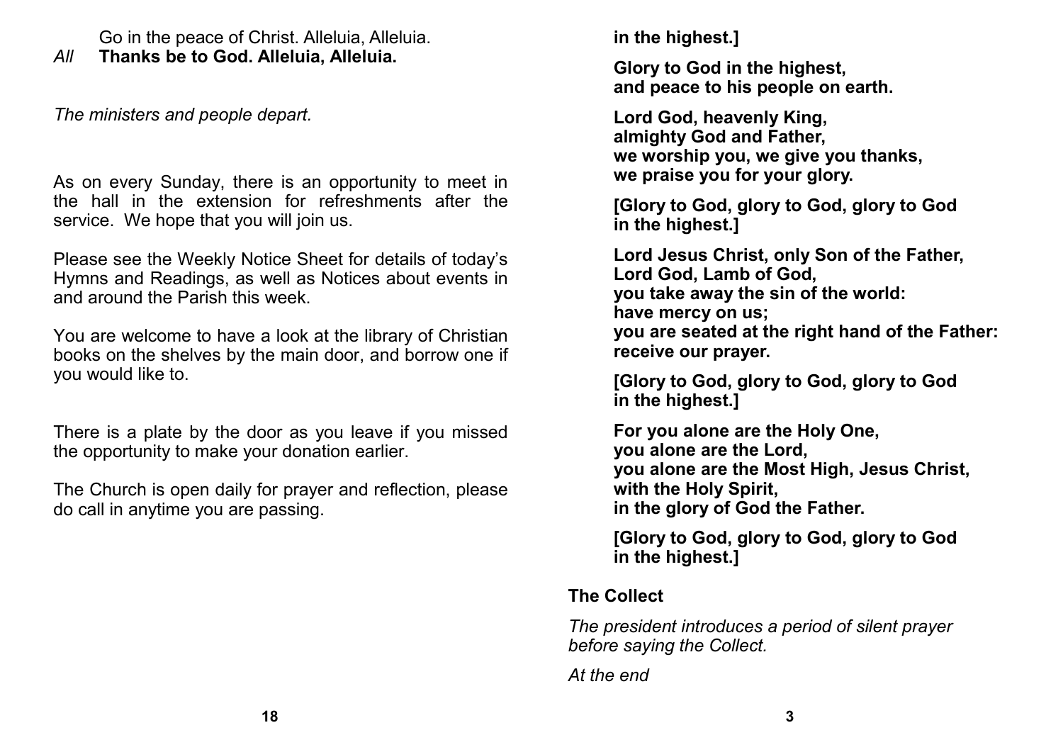Go in the peace of Christ. Alleluia, Alleluia.

*All* **Thanks be to God. Alleluia, Alleluia.**

*The ministers and people depart.*

As on every Sunday, there is an opportunity to meet in the hall in the extension for refreshments after the service. We hope that you will join us.

Please see the Weekly Notice Sheet for details of today's Hymns and Readings, as well as Notices about events in and around the Parish this week.

You are welcome to have a look at the library of Christian books on the shelves by the main door, and borrow one if you would like to.

There is a plate by the door as you leave if you missed the opportunity to make your donation earlier.

The Church is open daily for prayer and reflection, please do call in anytime you are passing.

**in the highest.]**

**Glory to God in the highest,**
**and peace to his people on earth.**

**Lord God, heavenly King,**
**almighty God and Father,**
**we worship you, we give you thanks,**
**we praise you for your glory.**

**[Glory to God, glory to God, glory to God**
**in the highest.]**

**Lord Jesus Christ, only Son of the Father,**
**Lord God, Lamb of God,**
**you take away the sin of the world:**
**have mercy on us;**
**you are seated at the right hand of the Father:**
**receive our prayer.**

**[Glory to God, glory to God, glory to God**
**in the highest.]**

**For you alone are the Holy One,**
**you alone are the Lord,**
**you alone are the Most High, Jesus Christ,**
**with the Holy Spirit,**
**in the glory of God the Father.**

**[Glory to God, glory to God, glory to God**
**in the highest.]**

## The Collect

*The president introduces a period of silent prayer before saying the Collect.*

*At the end*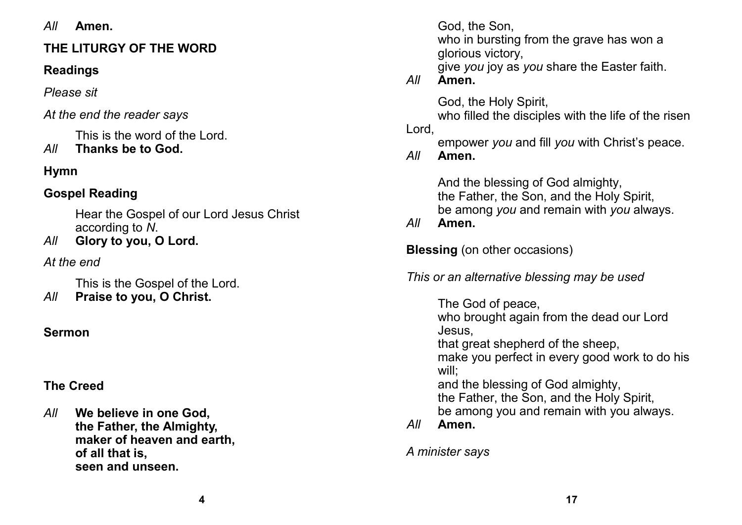*All* **Amen.**

**THE LITURGY OF THE WORD**

**Readings**

*Please sit*

*At the end the reader says*

This is the word of the Lord.
*All* **Thanks be to God.**

**Hymn**

**Gospel Reading**

Hear the Gospel of our Lord Jesus Christ according to *N*.
*All* **Glory to you, O Lord.**

*At the end*

This is the Gospel of the Lord.
*All* **Praise to you, O Christ.**

**Sermon**

**The Creed**

*All* **We believe in one God,**
**the Father, the Almighty,**
**maker of heaven and earth,**
**of all that is,**
**seen and unseen.**

God, the Son,
who in bursting from the grave has won a glorious victory,
give *you* joy as *you* share the Easter faith.
*All* **Amen.**

God, the Holy Spirit,
who filled the disciples with the life of the risen Lord,
empower *you* and fill *you* with Christ's peace.
*All* **Amen.**

And the blessing of God almighty,
the Father, the Son, and the Holy Spirit,
be among *you* and remain with *you* always.
*All* **Amen.**

**Blessing** (on other occasions)

*This or an alternative blessing may be used*

The God of peace,
who brought again from the dead our Lord Jesus,
that great shepherd of the sheep,
make you perfect in every good work to do his will;
and the blessing of God almighty,
the Father, the Son, and the Holy Spirit,
be among you and remain with you always.
*All* **Amen.**

*A minister says*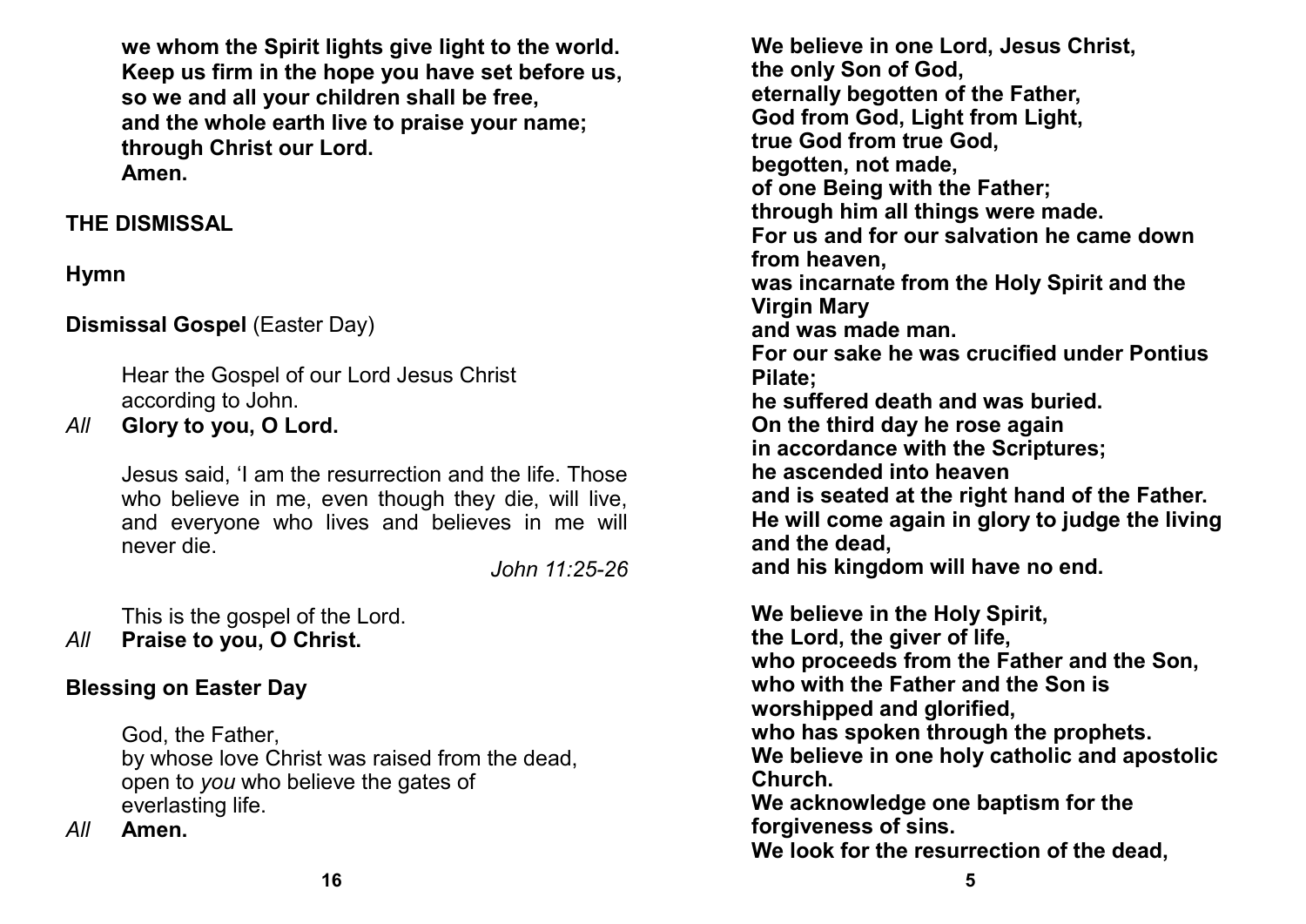**we whom the Spirit lights give light to the world.**
**Keep us firm in the hope you have set before us,**
**so we and all your children shall be free,**
**and the whole earth live to praise your name;**
**through Christ our Lord.**
**Amen.**

## THE DISMISSAL

### Hymn

### Dismissal Gospel (Easter Day)

Hear the Gospel of our Lord Jesus Christ
according to John.

*All* **Glory to you, O Lord.**

Jesus said, 'I am the resurrection and the life. Those who believe in me, even though they die, will live, and everyone who lives and believes in me will never die.

*John 11:25-26*

This is the gospel of the Lord.

*All* **Praise to you, O Christ.**

### Blessing on Easter Day

God, the Father,
by whose love Christ was raised from the dead,
open to *you* who believe the gates of
everlasting life.

*All* **Amen.**

**We believe in one Lord, Jesus Christ,**
**the only Son of God,**
**eternally begotten of the Father,**
**God from God, Light from Light,**
**true God from true God,**
**begotten, not made,**
**of one Being with the Father;**
**through him all things were made.**
**For us and for our salvation he came down from heaven,**
**was incarnate from the Holy Spirit and the Virgin Mary**
**and was made man.**
**For our sake he was crucified under Pontius Pilate;**
**he suffered death and was buried.**
**On the third day he rose again**
**in accordance with the Scriptures;**
**he ascended into heaven**
**and is seated at the right hand of the Father.**
**He will come again in glory to judge the living and the dead,**
**and his kingdom will have no end.**

**We believe in the Holy Spirit,**
**the Lord, the giver of life,**
**who proceeds from the Father and the Son,**
**who with the Father and the Son is worshipped and glorified,**
**who has spoken through the prophets.**
**We believe in one holy catholic and apostolic Church.**
**We acknowledge one baptism for the forgiveness of sins.**
**We look for the resurrection of the dead,**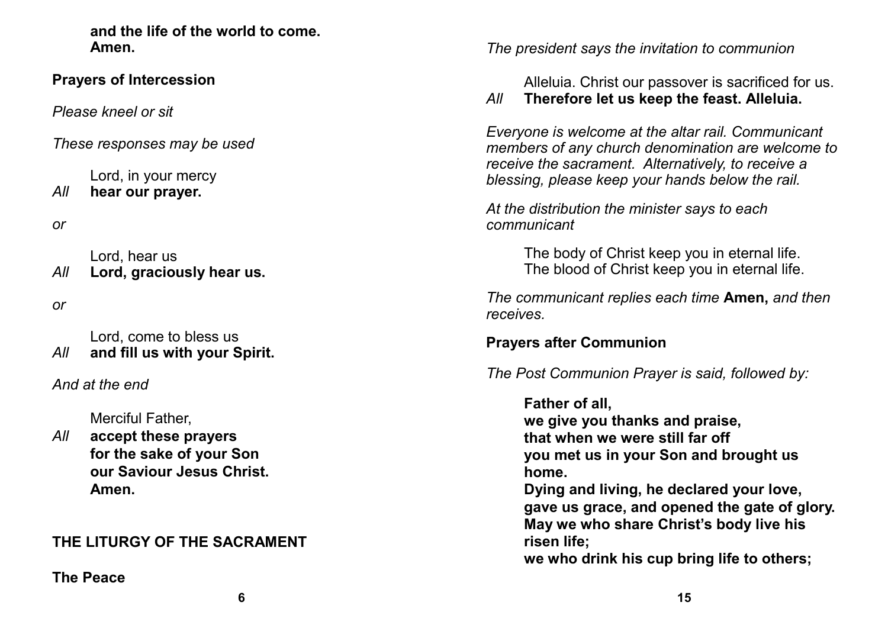**and the life of the world to come.**
**Amen.**

**Prayers of Intercession**

*Please kneel or sit*

*These responses may be used*

Lord, in your mercy
*All* **hear our prayer.**

*or*

Lord, hear us
*All* **Lord, graciously hear us.**

*or*

Lord, come to bless us
*All* **and fill us with your Spirit.**

*And at the end*

Merciful Father,
*All* **accept these prayers**
**for the sake of your Son**
**our Saviour Jesus Christ.**
**Amen.**

## THE LITURGY OF THE SACRAMENT

**The Peace**

*The president says the invitation to communion*

Alleluia. Christ our passover is sacrificed for us.
*All* **Therefore let us keep the feast. Alleluia.**

*Everyone is welcome at the altar rail. Communicant members of any church denomination are welcome to receive the sacrament. Alternatively, to receive a blessing, please keep your hands below the rail.*

*At the distribution the minister says to each communicant*

The body of Christ keep you in eternal life.
The blood of Christ keep you in eternal life.

*The communicant replies each time* **Amen,** *and then receives.*

**Prayers after Communion**

*The Post Communion Prayer is said, followed by:*

**Father of all,**
**we give you thanks and praise,**
**that when we were still far off**
**you met us in your Son and brought us home.**
**Dying and living, he declared your love,**
**gave us grace, and opened the gate of glory.**
**May we who share Christ's body live his risen life;**
**we who drink his cup bring life to others;**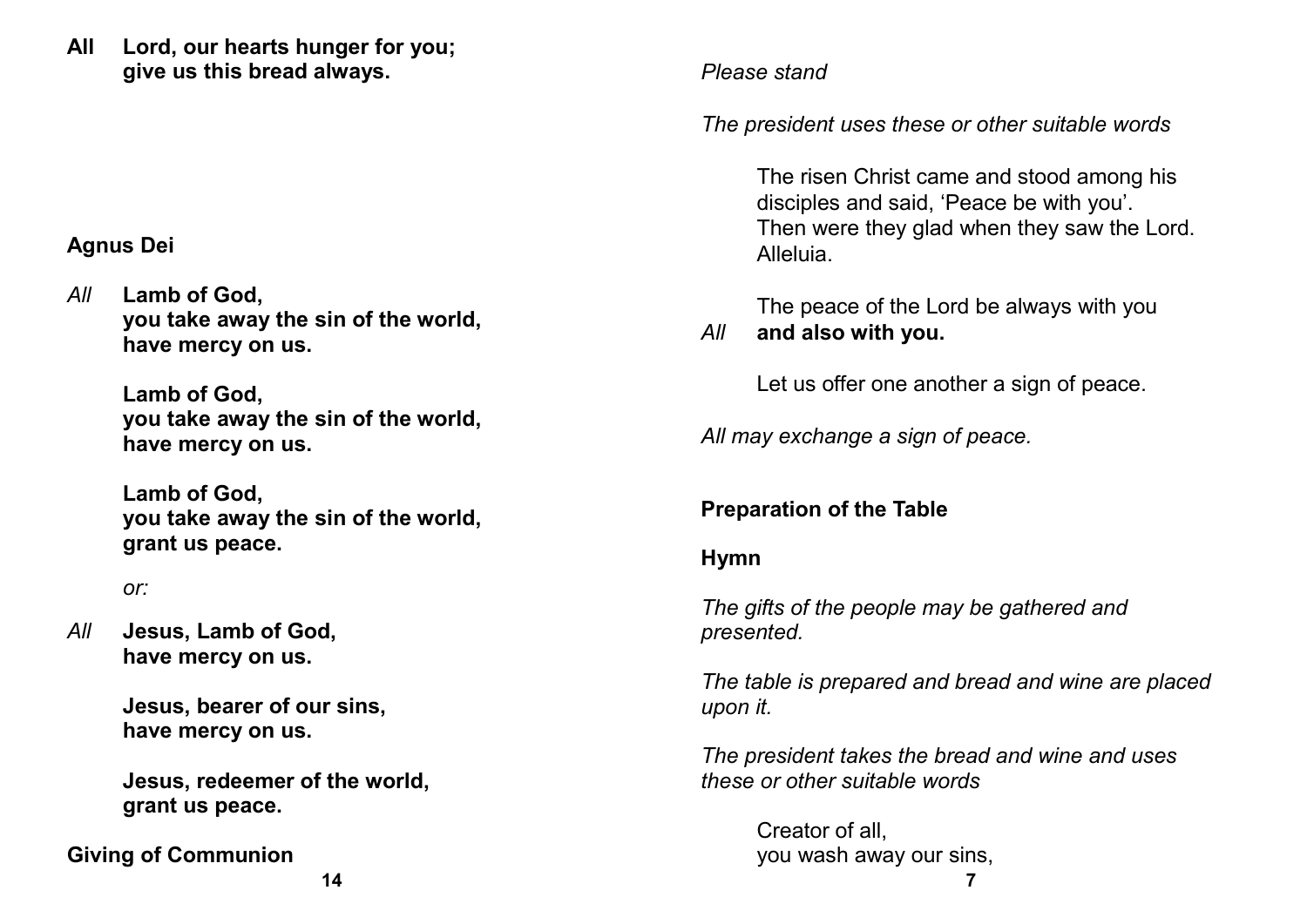**All** **Lord, our hearts hunger for you;**
**give us this bread always.**

## Agnus Dei

*All* **Lamb of God,**
**you take away the sin of the world,**
**have mercy on us.**

**Lamb of God,**
**you take away the sin of the world,**
**have mercy on us.**

**Lamb of God,**
**you take away the sin of the world,**
**grant us peace.**

*or:*

*All* **Jesus, Lamb of God,**
**have mercy on us.**

**Jesus, bearer of our sins,**
**have mercy on us.**

**Jesus, redeemer of the world,**
**grant us peace.**

## Giving of Communion

*Please stand*

*The president uses these or other suitable words*

The risen Christ came and stood among his disciples and said, 'Peace be with you'.
Then were they glad when they saw the Lord.
Alleluia.

The peace of the Lord be always with you
*All* **and also with you.**

Let us offer one another a sign of peace.

*All may exchange a sign of peace.*

## Preparation of the Table

## Hymn

*The gifts of the people may be gathered and presented.*

*The table is prepared and bread and wine are placed upon it.*

*The president takes the bread and wine and uses these or other suitable words*

Creator of all,
you wash away our sins,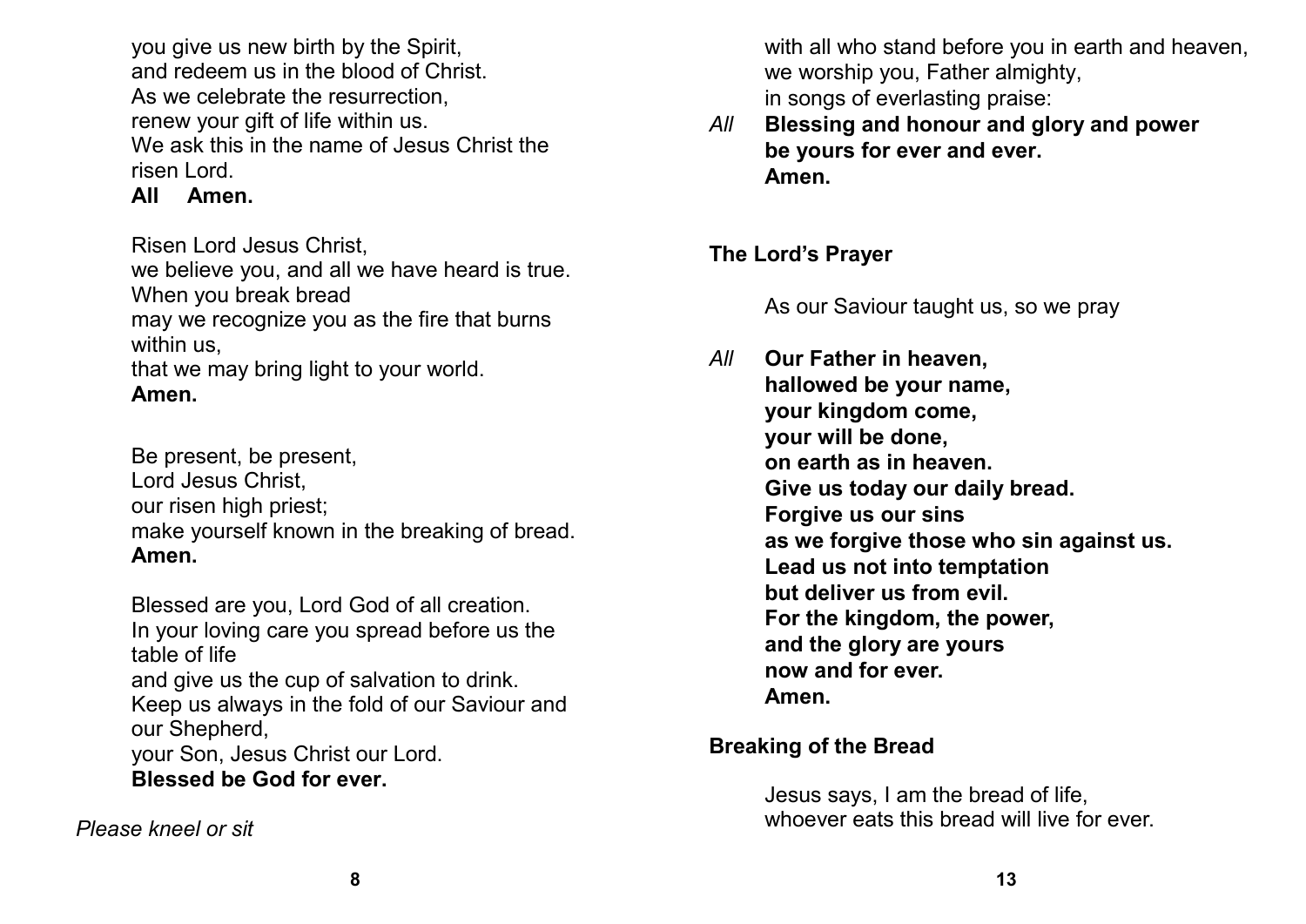you give us new birth by the Spirit,
and redeem us in the blood of Christ.
As we celebrate the resurrection,
renew your gift of life within us.
We ask this in the name of Jesus Christ the risen Lord.

**All Amen.**

Risen Lord Jesus Christ,
we believe you, and all we have heard is true.
When you break bread
may we recognize you as the fire that burns within us,
that we may bring light to your world.
**Amen.**

Be present, be present,
Lord Jesus Christ,
our risen high priest;
make yourself known in the breaking of bread.
**Amen.**

Blessed are you, Lord God of all creation.
In your loving care you spread before us the table of life
and give us the cup of salvation to drink.
Keep us always in the fold of our Saviour and our Shepherd,
your Son, Jesus Christ our Lord.
**Blessed be God for ever.**

*Please kneel or sit*

with all who stand before you in earth and heaven,
we worship you, Father almighty,
in songs of everlasting praise:

*All* **Blessing and honour and glory and power
be yours for ever and ever.
Amen.**

**The Lord's Prayer**

As our Saviour taught us, so we pray

*All* **Our Father in heaven,
hallowed be your name,
your kingdom come,
your will be done,
on earth as in heaven.
Give us today our daily bread.
Forgive us our sins
as we forgive those who sin against us.
Lead us not into temptation
but deliver us from evil.
For the kingdom, the power,
and the glory are yours
now and for ever.
Amen.**

**Breaking of the Bread**

Jesus says, I am the bread of life,
whoever eats this bread will live for ever.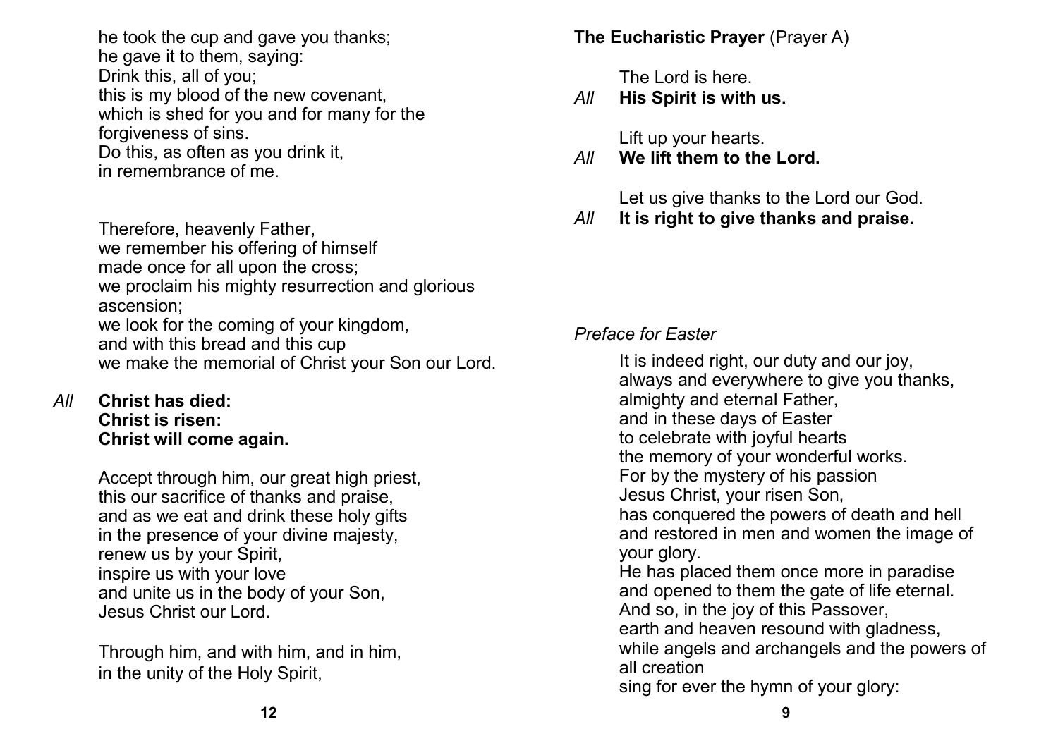he took the cup and gave you thanks;
he gave it to them, saying:
Drink this, all of you;
this is my blood of the new covenant,
which is shed for you and for many for the forgiveness of sins.
Do this, as often as you drink it,
in remembrance of me.

Therefore, heavenly Father,
we remember his offering of himself
made once for all upon the cross;
we proclaim his mighty resurrection and glorious ascension;
we look for the coming of your kingdom,
and with this bread and this cup
we make the memorial of Christ your Son our Lord.

*All* **Christ has died:**
**Christ is risen:**
**Christ will come again.**

Accept through him, our great high priest,
this our sacrifice of thanks and praise,
and as we eat and drink these holy gifts
in the presence of your divine majesty,
renew us by your Spirit,
inspire us with your love
and unite us in the body of your Son,
Jesus Christ our Lord.

Through him, and with him, and in him,
in the unity of the Holy Spirit,

**The Eucharistic Prayer** (Prayer A)

The Lord is here.
*All* **His Spirit is with us.**

Lift up your hearts.
*All* **We lift them to the Lord.**

Let us give thanks to the Lord our God.
*All* **It is right to give thanks and praise.**

*Preface for Easter*

It is indeed right, our duty and our joy,
always and everywhere to give you thanks,
almighty and eternal Father,
and in these days of Easter
to celebrate with joyful hearts
the memory of your wonderful works.
For by the mystery of his passion
Jesus Christ, your risen Son,
has conquered the powers of death and hell
and restored in men and women the image of your glory.
He has placed them once more in paradise
and opened to them the gate of life eternal.
And so, in the joy of this Passover,
earth and heaven resound with gladness,
while angels and archangels and the powers of all creation
sing for ever the hymn of your glory: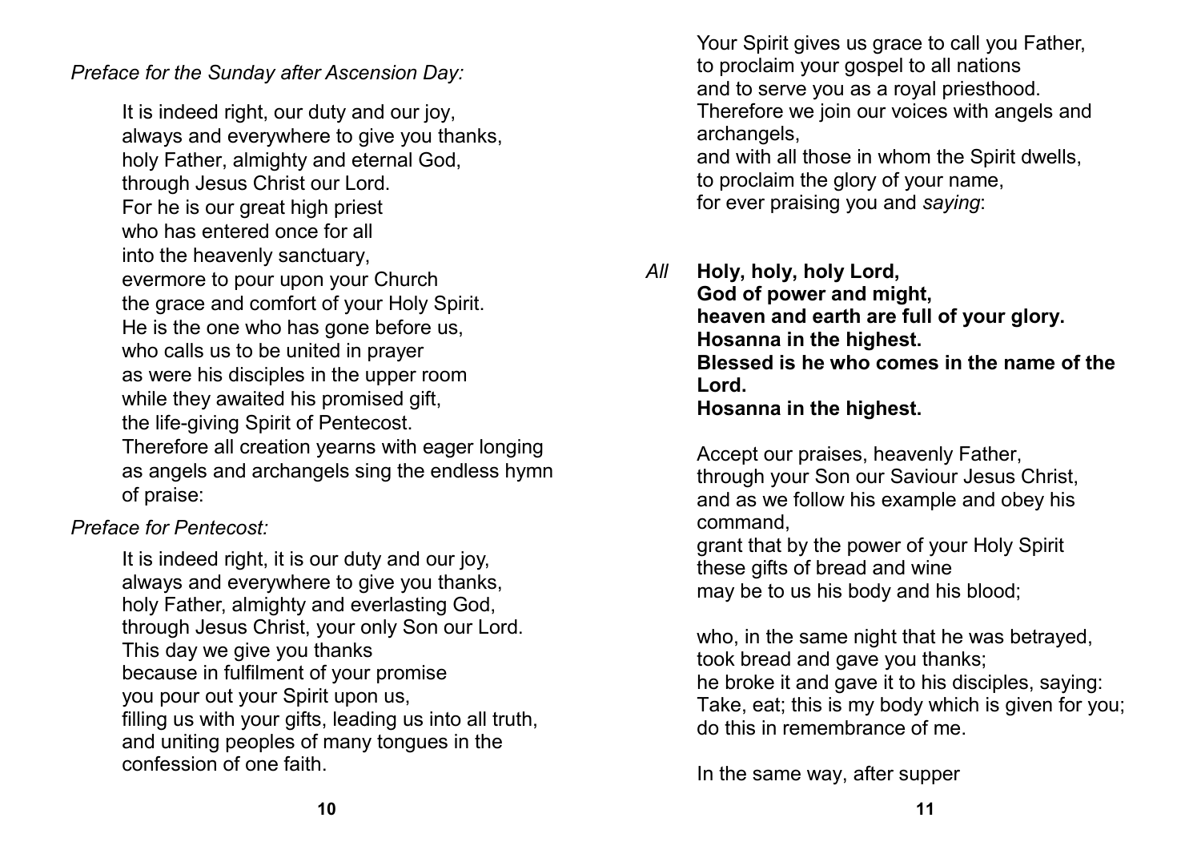*Preface for the Sunday after Ascension Day:*

It is indeed right, our duty and our joy,
always and everywhere to give you thanks,
holy Father, almighty and eternal God,
through Jesus Christ our Lord.
For he is our great high priest
who has entered once for all
into the heavenly sanctuary,
evermore to pour upon your Church
the grace and comfort of your Holy Spirit.
He is the one who has gone before us,
who calls us to be united in prayer
as were his disciples in the upper room
while they awaited his promised gift,
the life-giving Spirit of Pentecost.
Therefore all creation yearns with eager longing
as angels and archangels sing the endless hymn of praise:

*Preface for Pentecost:*

It is indeed right, it is our duty and our joy,
always and everywhere to give you thanks,
holy Father, almighty and everlasting God,
through Jesus Christ, your only Son our Lord.
This day we give you thanks
because in fulfilment of your promise
you pour out your Spirit upon us,
filling us with your gifts, leading us into all truth,
and uniting peoples of many tongues in the confession of one faith.
Your Spirit gives us grace to call you Father,
to proclaim your gospel to all nations
and to serve you as a royal priesthood.
Therefore we join our voices with angels and archangels,
and with all those in whom the Spirit dwells,
to proclaim the glory of your name,
for ever praising you and *saying*:

*All* **Holy, holy, holy Lord,**
**God of power and might,**
**heaven and earth are full of your glory.**
**Hosanna in the highest.**
**Blessed is he who comes in the name of the Lord.**
**Hosanna in the highest.**

Accept our praises, heavenly Father,
through your Son our Saviour Jesus Christ,
and as we follow his example and obey his command,
grant that by the power of your Holy Spirit
these gifts of bread and wine
may be to us his body and his blood;

who, in the same night that he was betrayed,
took bread and gave you thanks;
he broke it and gave it to his disciples, saying:
Take, eat; this is my body which is given for you;
do this in remembrance of me.

In the same way, after supper